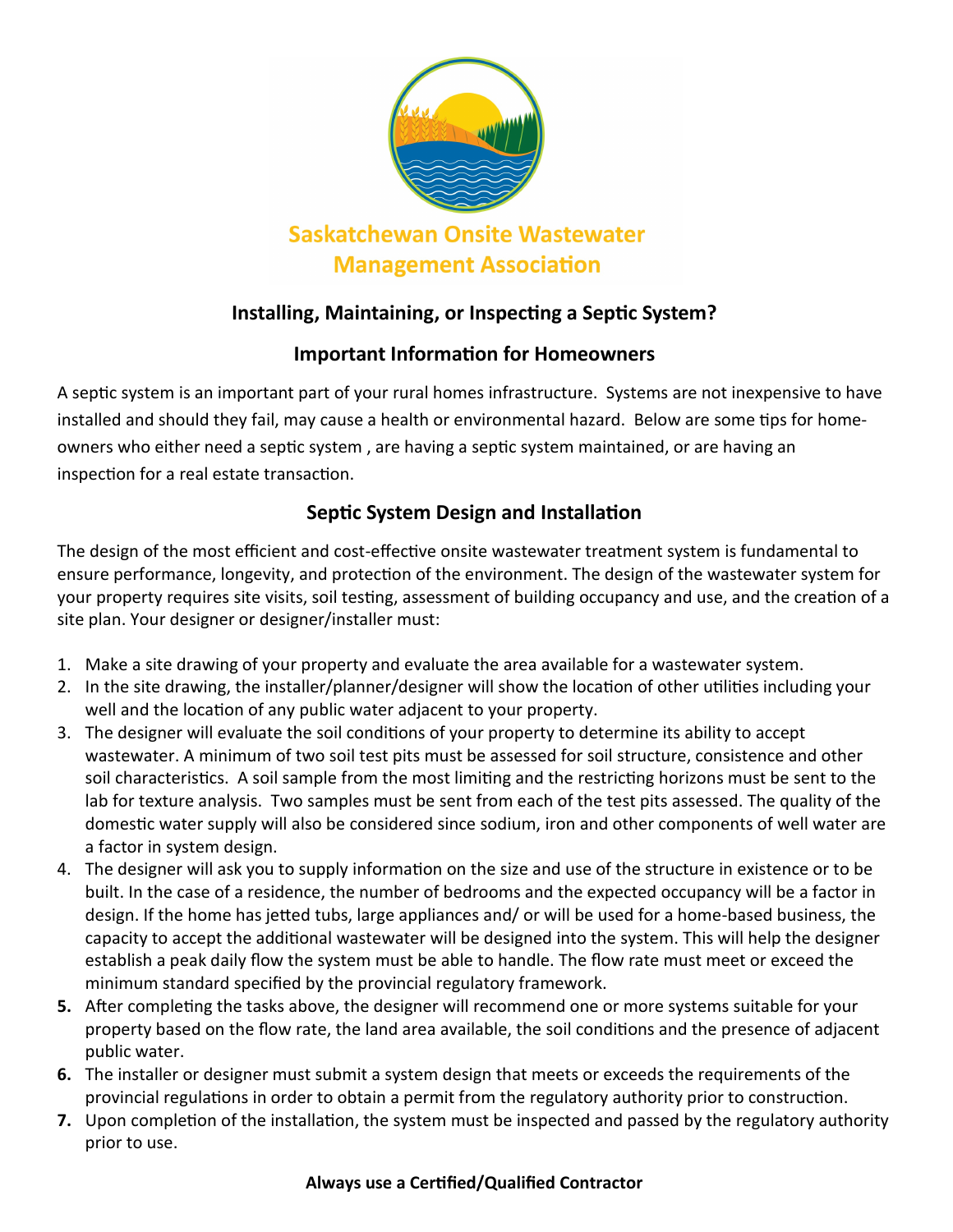# Saskatchewan Onsite Wastewater Management Association

## Installing, Maintaining, or Inspecting a Septic System?

## Important Information for Homeowners

A septic system is an important part of your rural homes infrastructure. Systems are not inexpensive to have installed and should they fail, may cause a health or environmental hazard. Below are some tips for home-owners who either need a septic system , are having a septic system maintained, or are having an inspection for a real estate transaction.

## Septic System Design and Installation

The design of the most efficient and cost-effective onsite wastewater treatment system is fundamental to ensure performance, longevity, and protection of the environment. The design of the wastewater system for your property requires site visits, soil testing, assessment of building occupancy and use, and the creation of a site plan. Your designer or designer/installer must:

1. Make a site drawing of your property and evaluate the area available for a wastewater system.
2. In the site drawing, the installer/planner/designer will show the location of other utilities including your well and the location of any public water adjacent to your property.
3. The designer will evaluate the soil conditions of your property to determine its ability to accept wastewater. A minimum of two soil test pits must be assessed for soil structure, consistence and other soil characteristics. A soil sample from the most limiting and the restricting horizons must be sent to the lab for texture analysis. Two samples must be sent from each of the test pits assessed. The quality of the domestic water supply will also be considered since sodium, iron and other components of well water are a factor in system design.
4. The designer will ask you to supply information on the size and use of the structure in existence or to be built. In the case of a residence, the number of bedrooms and the expected occupancy will be a factor in design. If the home has jetted tubs, large appliances and/ or will be used for a home-based business, the capacity to accept the additional wastewater will be designed into the system. This will help the designer establish a peak daily flow the system must be able to handle. The flow rate must meet or exceed the minimum standard specified by the provincial regulatory framework.
5. After completing the tasks above, the designer will recommend one or more systems suitable for your property based on the flow rate, the land area available, the soil conditions and the presence of adjacent public water.
6. The installer or designer must submit a system design that meets or exceeds the requirements of the provincial regulations in order to obtain a permit from the regulatory authority prior to construction.
7. Upon completion of the installation, the system must be inspected and passed by the regulatory authority prior to use.

**Always use a Certified/Qualified Contractor**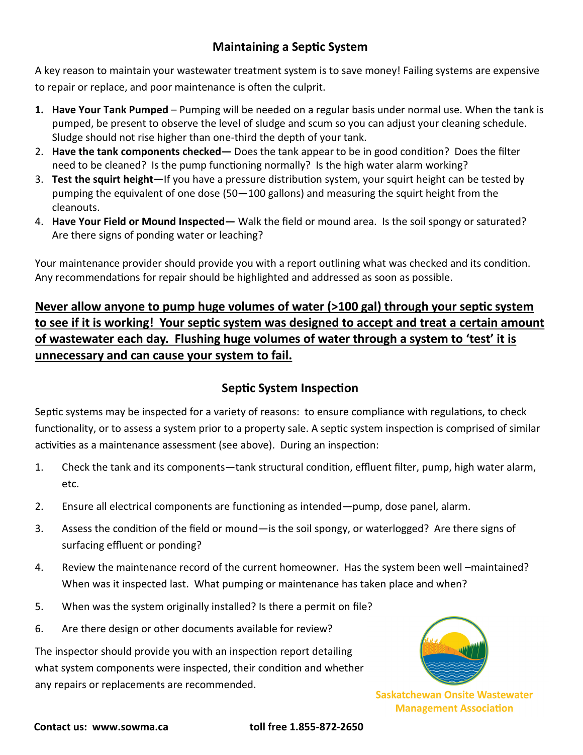## Maintaining a Septic System

A key reason to maintain your wastewater treatment system is to save money! Failing systems are expensive to repair or replace, and poor maintenance is often the culprit.

1. **Have Your Tank Pumped** – Pumping will be needed on a regular basis under normal use. When the tank is pumped, be present to observe the level of sludge and scum so you can adjust your cleaning schedule. Sludge should not rise higher than one-third the depth of your tank.
2. **Have the tank components checked—** Does the tank appear to be in good condition? Does the filter need to be cleaned? Is the pump functioning normally? Is the high water alarm working?
3. **Test the squirt height—**If you have a pressure distribution system, your squirt height can be tested by pumping the equivalent of one dose (50—100 gallons) and measuring the squirt height from the cleanouts.
4. **Have Your Field or Mound Inspected—** Walk the field or mound area. Is the soil spongy or saturated? Are there signs of ponding water or leaching?

Your maintenance provider should provide you with a report outlining what was checked and its condition. Any recommendations for repair should be highlighted and addressed as soon as possible.

**Never allow anyone to pump huge volumes of water (>100 gal) through your septic system to see if it is working! Your septic system was designed to accept and treat a certain amount of wastewater each day. Flushing huge volumes of water through a system to 'test' it is unnecessary and can cause your system to fail.**

## Septic System Inspection

Septic systems may be inspected for a variety of reasons: to ensure compliance with regulations, to check functionality, or to assess a system prior to a property sale. A septic system inspection is comprised of similar activities as a maintenance assessment (see above). During an inspection:

1. Check the tank and its components—tank structural condition, effluent filter, pump, high water alarm, etc.
2. Ensure all electrical components are functioning as intended—pump, dose panel, alarm.
3. Assess the condition of the field or mound—is the soil spongy, or waterlogged? Are there signs of surfacing effluent or ponding?
4. Review the maintenance record of the current homeowner. Has the system been well –maintained? When was it inspected last. What pumping or maintenance has taken place and when?
5. When was the system originally installed? Is there a permit on file?
6. Are there design or other documents available for review?

The inspector should provide you with an inspection report detailing what system components were inspected, their condition and whether any repairs or replacements are recommended.

Saskatchewan Onsite Wastewater Management Association

**Contact us: www.sowma.ca** **toll free 1.855-872-2650**